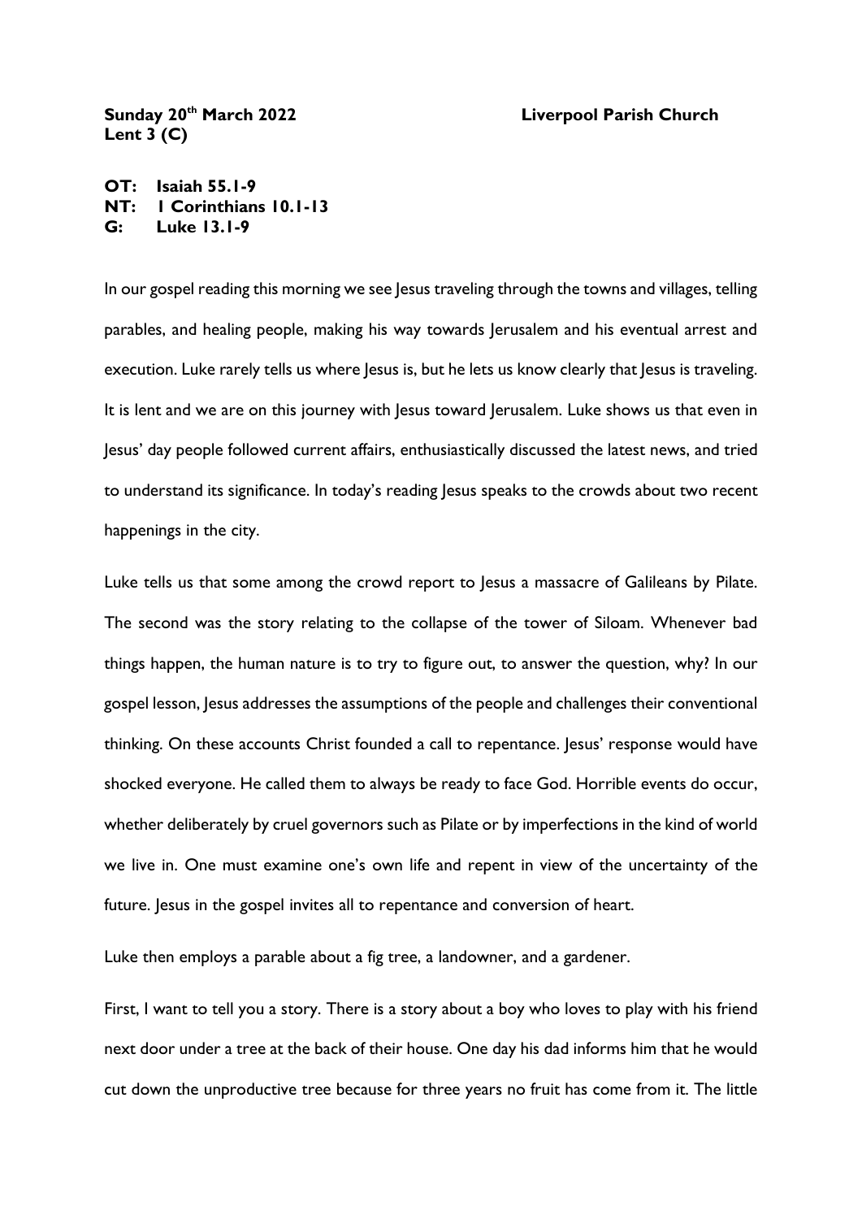**Sunday 20th March 2022** **Liverpool Parish Church**
**Lent 3 (C)**

**OT: Isaiah 55.1-9**
**NT: 1 Corinthians 10.1-13**
**G: Luke 13.1-9**

In our gospel reading this morning we see Jesus traveling through the towns and villages, telling parables, and healing people, making his way towards Jerusalem and his eventual arrest and execution. Luke rarely tells us where Jesus is, but he lets us know clearly that Jesus is traveling. It is lent and we are on this journey with Jesus toward Jerusalem. Luke shows us that even in Jesus' day people followed current affairs, enthusiastically discussed the latest news, and tried to understand its significance. In today's reading Jesus speaks to the crowds about two recent happenings in the city.

Luke tells us that some among the crowd report to Jesus a massacre of Galileans by Pilate. The second was the story relating to the collapse of the tower of Siloam. Whenever bad things happen, the human nature is to try to figure out, to answer the question, why? In our gospel lesson, Jesus addresses the assumptions of the people and challenges their conventional thinking. On these accounts Christ founded a call to repentance. Jesus' response would have shocked everyone. He called them to always be ready to face God. Horrible events do occur, whether deliberately by cruel governors such as Pilate or by imperfections in the kind of world we live in. One must examine one's own life and repent in view of the uncertainty of the future. Jesus in the gospel invites all to repentance and conversion of heart.

Luke then employs a parable about a fig tree, a landowner, and a gardener.

First, I want to tell you a story. There is a story about a boy who loves to play with his friend next door under a tree at the back of their house. One day his dad informs him that he would cut down the unproductive tree because for three years no fruit has come from it. The little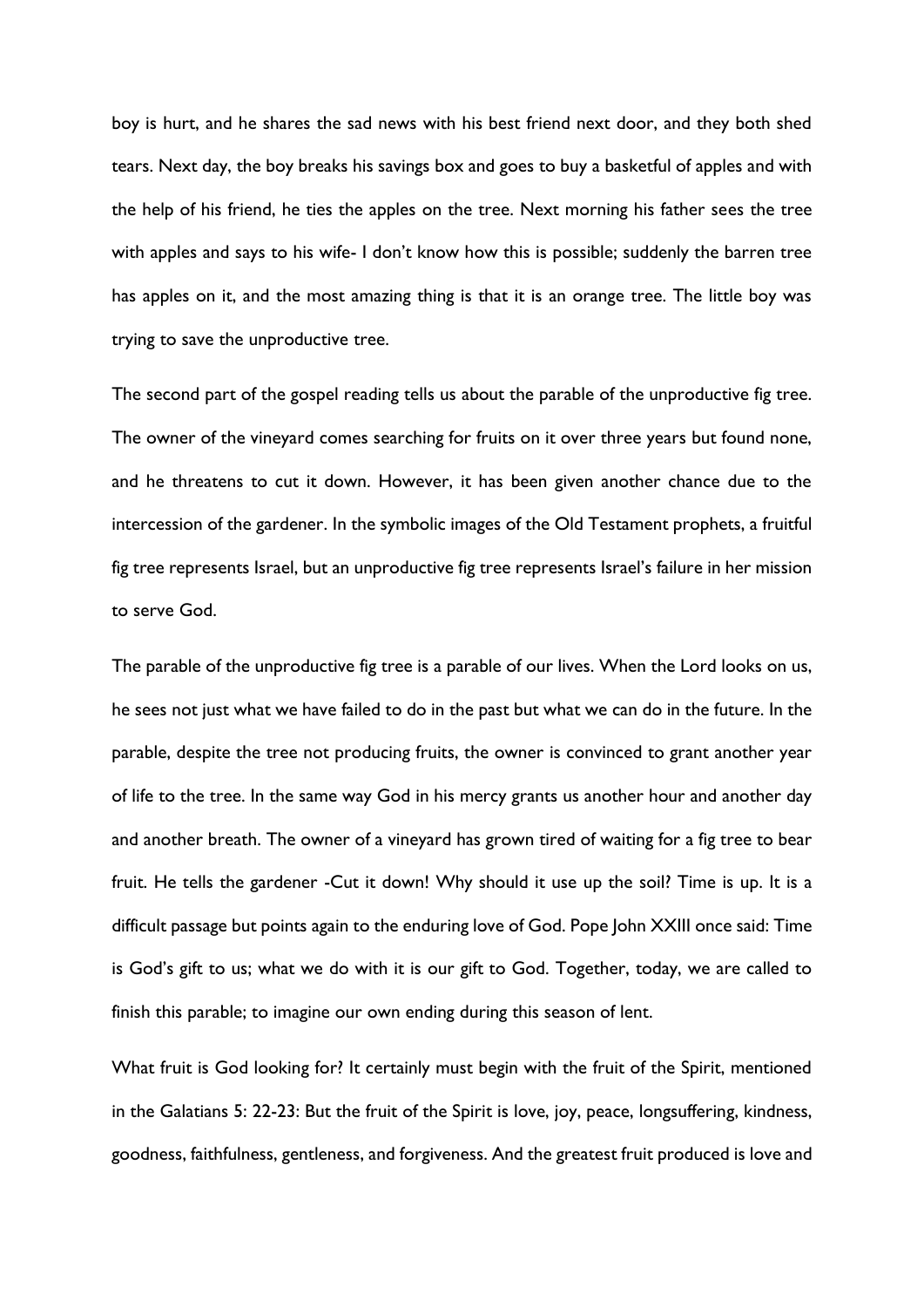boy is hurt, and he shares the sad news with his best friend next door, and they both shed tears. Next day, the boy breaks his savings box and goes to buy a basketful of apples and with the help of his friend, he ties the apples on the tree. Next morning his father sees the tree with apples and says to his wife- I don't know how this is possible; suddenly the barren tree has apples on it, and the most amazing thing is that it is an orange tree. The little boy was trying to save the unproductive tree.

The second part of the gospel reading tells us about the parable of the unproductive fig tree. The owner of the vineyard comes searching for fruits on it over three years but found none, and he threatens to cut it down. However, it has been given another chance due to the intercession of the gardener. In the symbolic images of the Old Testament prophets, a fruitful fig tree represents Israel, but an unproductive fig tree represents Israel's failure in her mission to serve God.

The parable of the unproductive fig tree is a parable of our lives. When the Lord looks on us, he sees not just what we have failed to do in the past but what we can do in the future. In the parable, despite the tree not producing fruits, the owner is convinced to grant another year of life to the tree. In the same way God in his mercy grants us another hour and another day and another breath. The owner of a vineyard has grown tired of waiting for a fig tree to bear fruit. He tells the gardener -Cut it down! Why should it use up the soil? Time is up. It is a difficult passage but points again to the enduring love of God. Pope John XXIII once said: Time is God's gift to us; what we do with it is our gift to God. Together, today, we are called to finish this parable; to imagine our own ending during this season of lent.

What fruit is God looking for? It certainly must begin with the fruit of the Spirit, mentioned in the Galatians 5: 22-23: But the fruit of the Spirit is love, joy, peace, longsuffering, kindness, goodness, faithfulness, gentleness, and forgiveness. And the greatest fruit produced is love and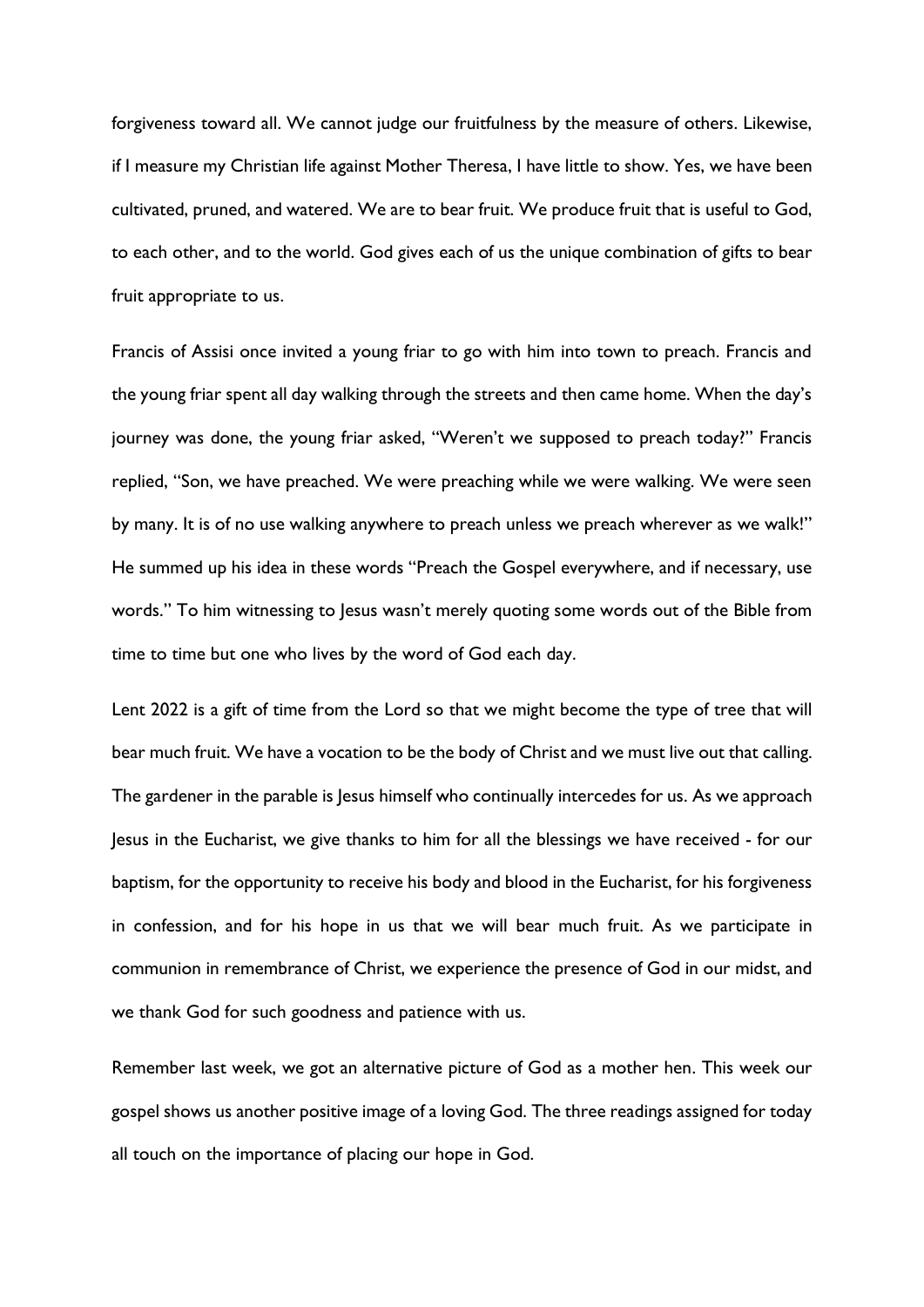forgiveness toward all. We cannot judge our fruitfulness by the measure of others. Likewise, if I measure my Christian life against Mother Theresa, I have little to show. Yes, we have been cultivated, pruned, and watered. We are to bear fruit. We produce fruit that is useful to God, to each other, and to the world. God gives each of us the unique combination of gifts to bear fruit appropriate to us.

Francis of Assisi once invited a young friar to go with him into town to preach. Francis and the young friar spent all day walking through the streets and then came home. When the day's journey was done, the young friar asked, "Weren't we supposed to preach today?" Francis replied, "Son, we have preached. We were preaching while we were walking. We were seen by many. It is of no use walking anywhere to preach unless we preach wherever as we walk!" He summed up his idea in these words "Preach the Gospel everywhere, and if necessary, use words." To him witnessing to Jesus wasn't merely quoting some words out of the Bible from time to time but one who lives by the word of God each day.

Lent 2022 is a gift of time from the Lord so that we might become the type of tree that will bear much fruit. We have a vocation to be the body of Christ and we must live out that calling. The gardener in the parable is Jesus himself who continually intercedes for us. As we approach Jesus in the Eucharist, we give thanks to him for all the blessings we have received - for our baptism, for the opportunity to receive his body and blood in the Eucharist, for his forgiveness in confession, and for his hope in us that we will bear much fruit. As we participate in communion in remembrance of Christ, we experience the presence of God in our midst, and we thank God for such goodness and patience with us.

Remember last week, we got an alternative picture of God as a mother hen. This week our gospel shows us another positive image of a loving God. The three readings assigned for today all touch on the importance of placing our hope in God.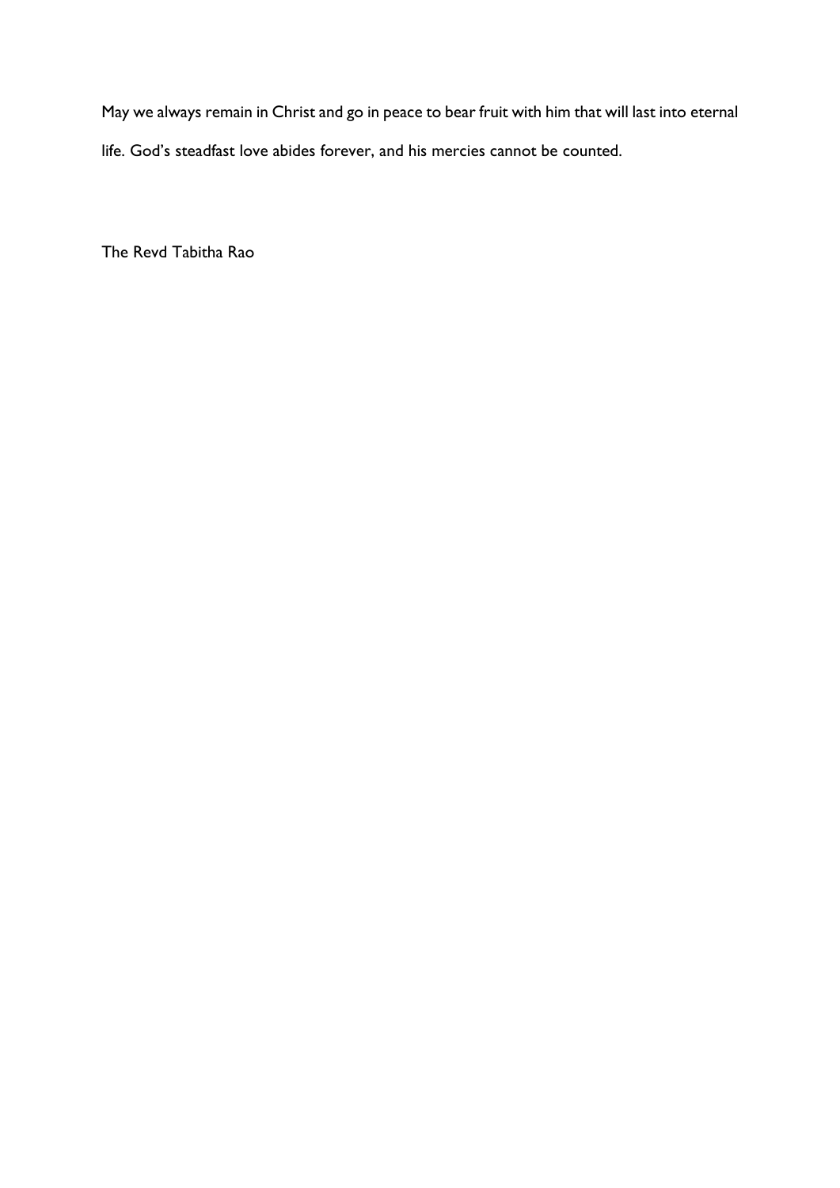May we always remain in Christ and go in peace to bear fruit with him that will last into eternal life. God's steadfast love abides forever, and his mercies cannot be counted.

The Revd Tabitha Rao